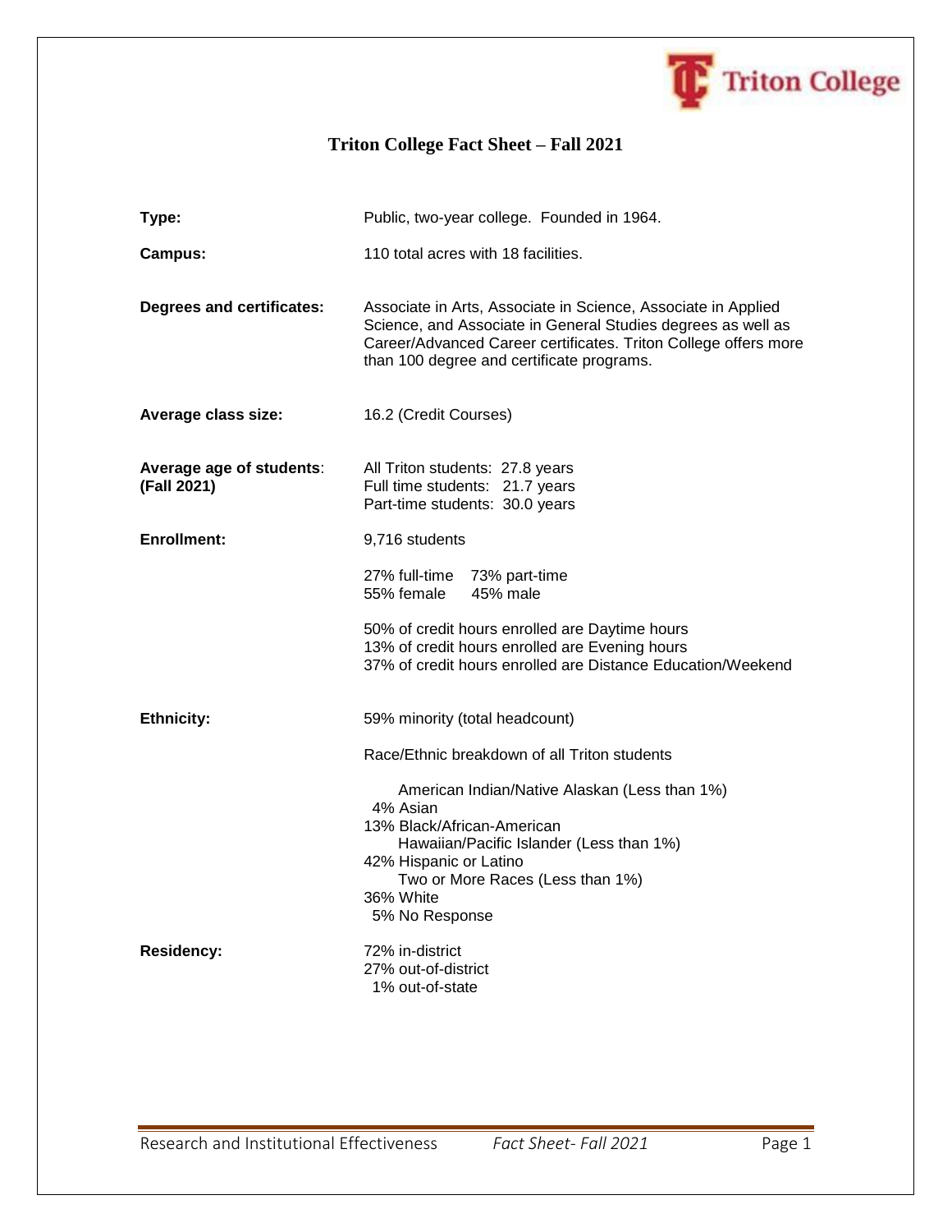Triton College

# Triton College Fact Sheet – Fall 2021

| | |
|---|---|
| **Type:** | Public, two-year college. Founded in 1964. |
| **Campus:** | 110 total acres with 18 facilities. |
| **Degrees and certificates:** | Associate in Arts, Associate in Science, Associate in Applied Science, and Associate in General Studies degrees as well as Career/Advanced Career certificates. Triton College offers more than 100 degree and certificate programs. |
| **Average class size:** | 16.2 (Credit Courses) |
| **Average age of students: (Fall 2021)** | All Triton students: 27.8 years<br>Full time students: 21.7 years<br>Part-time students: 30.0 years |
| **Enrollment:** | 9,716 students<br><br>27% full-time 73% part-time<br>55% female 45% male<br><br>50% of credit hours enrolled are Daytime hours<br>13% of credit hours enrolled are Evening hours<br>37% of credit hours enrolled are Distance Education/Weekend |
| **Ethnicity:** | 59% minority (total headcount)<br><br>Race/Ethnic breakdown of all Triton students<br><br>American Indian/Native Alaskan (Less than 1%)<br>4% Asian<br>13% Black/African-American<br>Hawaiian/Pacific Islander (Less than 1%)<br>42% Hispanic or Latino<br>Two or More Races (Less than 1%)<br>36% White<br>5% No Response |
| **Residency:** | 72% in-district<br>27% out-of-district<br>1% out-of-state |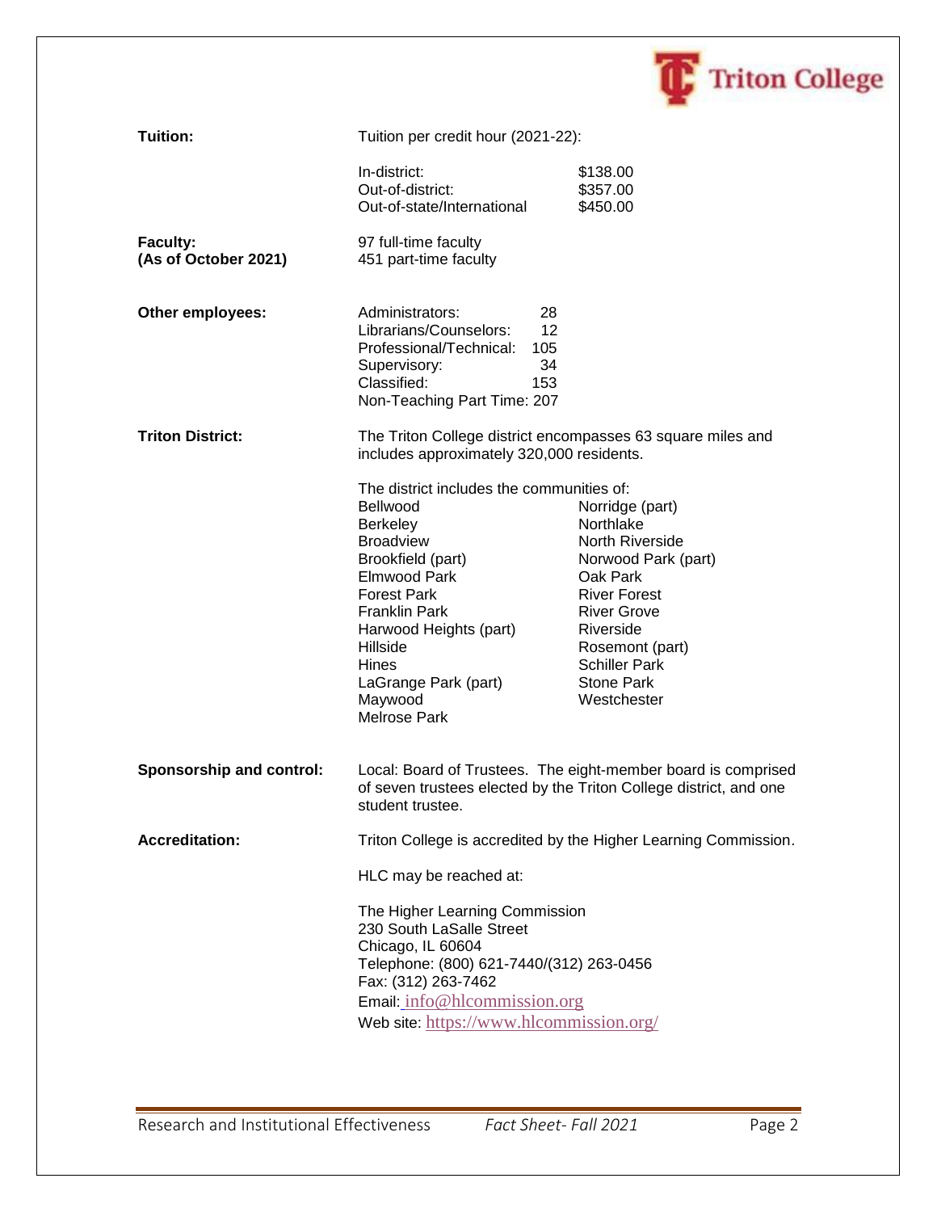**Tuition:**

Tuition per credit hour (2021-22):

| | |
|---|---|
| In-district: | $138.00 |
| Out-of-district: | $357.00 |
| Out-of-state/International | $450.00 |

**Faculty:**
**(As of October 2021)**

97 full-time faculty
451 part-time faculty

**Other employees:**

| | |
|---|---|
| Administrators: | 28 |
| Librarians/Counselors: | 12 |
| Professional/Technical: | 105 |
| Supervisory: | 34 |
| Classified: | 153 |
| Non-Teaching Part Time: | 207 |

**Triton District:**

The Triton College district encompasses 63 square miles and includes approximately 320,000 residents.

The district includes the communities of:

- Bellwood
- Berkeley
- Broadview
- Brookfield (part)
- Elmwood Park
- Forest Park
- Franklin Park
- Harwood Heights (part)
- Hillside
- Hines
- LaGrange Park (part)
- Maywood
- Melrose Park
- Norridge (part)
- Northlake
- North Riverside
- Norwood Park (part)
- Oak Park
- River Forest
- River Grove
- Riverside
- Rosemont (part)
- Schiller Park
- Stone Park
- Westchester

**Sponsorship and control:**

Local: Board of Trustees. The eight-member board is comprised of seven trustees elected by the Triton College district, and one student trustee.

**Accreditation:**

Triton College is accredited by the Higher Learning Commission.

HLC may be reached at:

The Higher Learning Commission
230 South LaSalle Street
Chicago, IL 60604
Telephone: (800) 621-7440/(312) 263-0456
Fax: (312) 263-7462
Email: info@hlcommission.org
Web site: https://www.hlcommission.org/